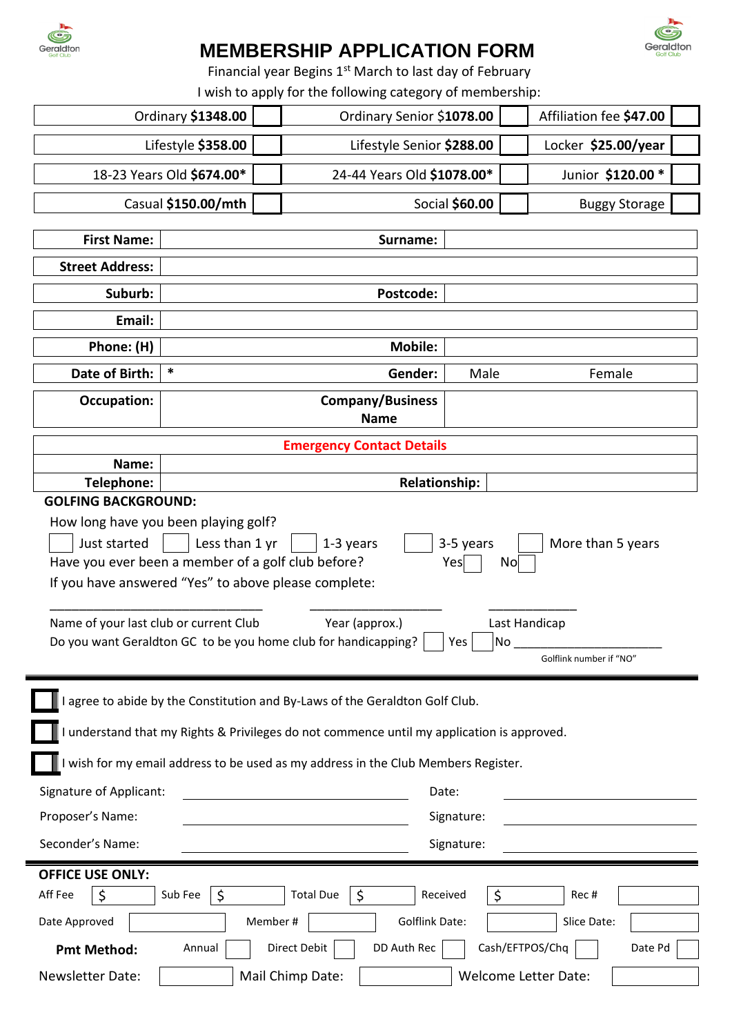# MEMBERSHIP APPLICATION FORM

Financial year Begins 1st March to last day of February

I wish to apply for the following category of membership:

| | | | | | |
|---|---|---|---|---|---|
| Ordinary **$1348.00** | ☐ | Ordinary Senior $**1078.00** | ☐ | Affiliation fee **$47.00** | ☐ |
| Lifestyle **$358.00** | ☐ | Lifestyle Senior **$288.00** | ☐ | Locker **$25.00/year** | ☐ |
| 18-23 Years Old **$674.00*** | ☐ | 24-44 Years Old **$1078.00*** | ☐ | Junior **$120.00 *** | ☐ |
| Casual **$150.00/mth** | ☐ | Social **$60.00** | ☐ | Buggy Storage | ☐ |

| | | | |
|---|---|---|---|
| **First Name:** | | **Surname:** | |
| **Street Address:** | | | |
| **Suburb:** | | **Postcode:** | |
| **Email:** | | | |
| **Phone: (H)** | | **Mobile:** | |
| **Date of Birth:** | * | **Gender:** | Male Female |
| **Occupation:** | | **Company/Business Name** | |

**Emergency Contact Details**

| | | | |
|---|---|---|---|
| **Name:** | | | |
| **Telephone:** | | **Relationship:** | |

**GOLFING BACKGROUND:**

How long have you been playing golf?

☐ Just started ☐ Less than 1 yr ☐ 1-3 years ☐ 3-5 years ☐ More than 5 years

Have you ever been a member of a golf club before? Yes☐ No☐

If you have answered "Yes" to above please complete:

______________________________ ___________________ ____________

Name of your last club or current Club Year (approx.) Last Handicap

Do you want Geraldton GC to be you home club for handicapping? ☐ Yes ☐ No ________________

Golflink number if "NO"

☐ I agree to abide by the Constitution and By-Laws of the Geraldton Golf Club.

☐ I understand that my Rights & Privileges do not commence until my application is approved.

☐ I wish for my email address to be used as my address in the Club Members Register.

Signature of Applicant: ______________________ Date: ______________________

Proposer's Name: ______________________ Signature: ______________________

Seconder's Name: ______________________ Signature: ______________________

**OFFICE USE ONLY:**

| | | | | | | | | | |
|---|---|---|---|---|---|---|---|---|---|
| Aff Fee | $ | Sub Fee | $ | Total Due | $ | Received | $ | Rec # | |
| Date Approved | | Member # | | Golflink Date: | | Slice Date: | | | |
| **Pmt Method:** | Annual ☐ | Direct Debit ☐ | DD Auth Rec ☐ | Cash/EFTPOS/Chq ☐ | Date Pd ☐ | | | | |
| Newsletter Date: | | Mail Chimp Date: | | Welcome Letter Date: | | | | | |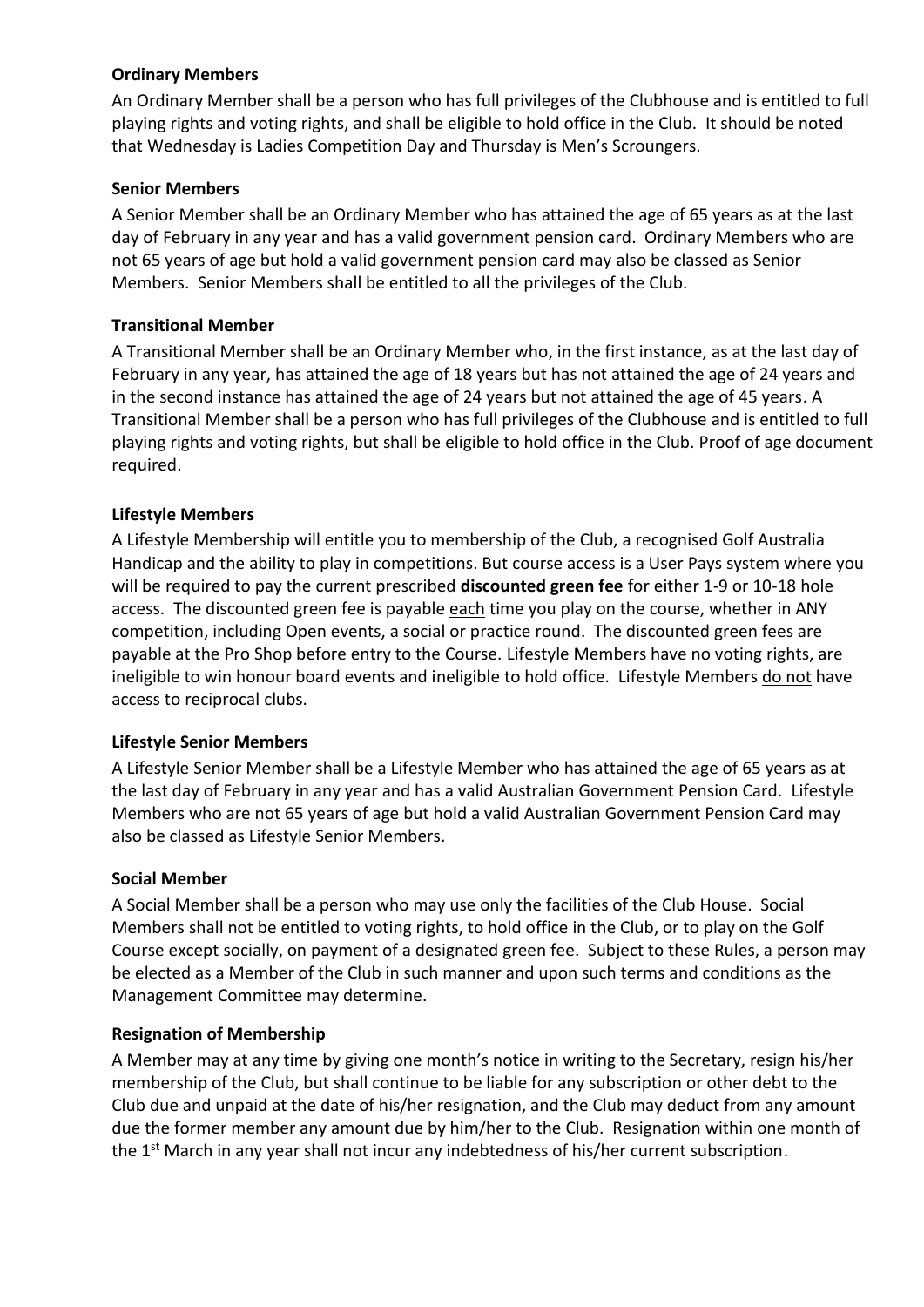### Ordinary Members

An Ordinary Member shall be a person who has full privileges of the Clubhouse and is entitled to full playing rights and voting rights, and shall be eligible to hold office in the Club. It should be noted that Wednesday is Ladies Competition Day and Thursday is Men's Scroungers.

### Senior Members

A Senior Member shall be an Ordinary Member who has attained the age of 65 years as at the last day of February in any year and has a valid government pension card. Ordinary Members who are not 65 years of age but hold a valid government pension card may also be classed as Senior Members. Senior Members shall be entitled to all the privileges of the Club.

### Transitional Member

A Transitional Member shall be an Ordinary Member who, in the first instance, as at the last day of February in any year, has attained the age of 18 years but has not attained the age of 24 years and in the second instance has attained the age of 24 years but not attained the age of 45 years. A Transitional Member shall be a person who has full privileges of the Clubhouse and is entitled to full playing rights and voting rights, but shall be eligible to hold office in the Club. Proof of age document required.

### Lifestyle Members

A Lifestyle Membership will entitle you to membership of the Club, a recognised Golf Australia Handicap and the ability to play in competitions. But course access is a User Pays system where you will be required to pay the current prescribed **discounted green fee** for either 1-9 or 10-18 hole access. The discounted green fee is payable each time you play on the course, whether in ANY competition, including Open events, a social or practice round. The discounted green fees are payable at the Pro Shop before entry to the Course. Lifestyle Members have no voting rights, are ineligible to win honour board events and ineligible to hold office. Lifestyle Members do not have access to reciprocal clubs.

### Lifestyle Senior Members

A Lifestyle Senior Member shall be a Lifestyle Member who has attained the age of 65 years as at the last day of February in any year and has a valid Australian Government Pension Card. Lifestyle Members who are not 65 years of age but hold a valid Australian Government Pension Card may also be classed as Lifestyle Senior Members.

### Social Member

A Social Member shall be a person who may use only the facilities of the Club House. Social Members shall not be entitled to voting rights, to hold office in the Club, or to play on the Golf Course except socially, on payment of a designated green fee. Subject to these Rules, a person may be elected as a Member of the Club in such manner and upon such terms and conditions as the Management Committee may determine.

### Resignation of Membership

A Member may at any time by giving one month's notice in writing to the Secretary, resign his/her membership of the Club, but shall continue to be liable for any subscription or other debt to the Club due and unpaid at the date of his/her resignation, and the Club may deduct from any amount due the former member any amount due by him/her to the Club. Resignation within one month of the 1st March in any year shall not incur any indebtedness of his/her current subscription.